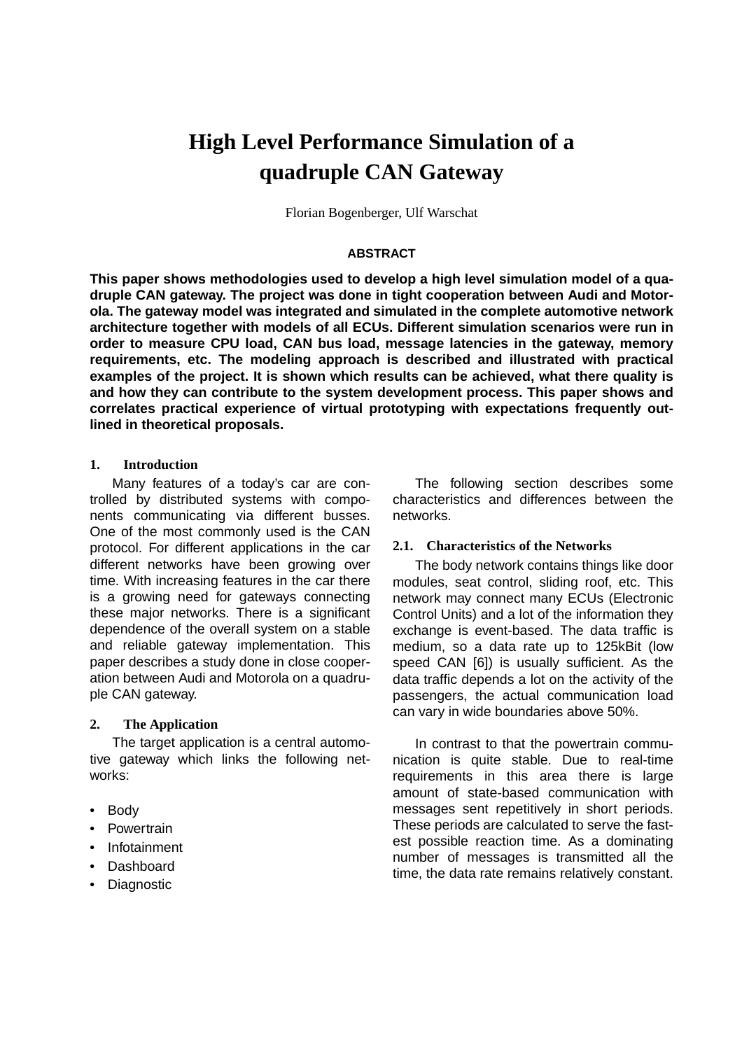# High Level Performance Simulation of a quadruple CAN Gateway

Florian Bogenberger, Ulf Warschat

### ABSTRACT

**This paper shows methodologies used to develop a high level simulation model of a quadruple CAN gateway. The project was done in tight cooperation between Audi and Motorola. The gateway model was integrated and simulated in the complete automotive network architecture together with models of all ECUs. Different simulation scenarios were run in order to measure CPU load, CAN bus load, message latencies in the gateway, memory requirements, etc. The modeling approach is described and illustrated with practical examples of the project. It is shown which results can be achieved, what there quality is and how they can contribute to the system development process. This paper shows and correlates practical experience of virtual prototyping with expectations frequently outlined in theoretical proposals.**

## 1. Introduction

Many features of a today's car are controlled by distributed systems with components communicating via different busses. One of the most commonly used is the CAN protocol. For different applications in the car different networks have been growing over time. With increasing features in the car there is a growing need for gateways connecting these major networks. There is a significant dependence of the overall system on a stable and reliable gateway implementation. This paper describes a study done in close cooperation between Audi and Motorola on a quadruple CAN gateway.

## 2. The Application

The target application is a central automotive gateway which links the following networks:

- Body
- Powertrain
- Infotainment
- Dashboard
- Diagnostic

The following section describes some characteristics and differences between the networks.

### 2.1. Characteristics of the Networks

The body network contains things like door modules, seat control, sliding roof, etc. This network may connect many ECUs (Electronic Control Units) and a lot of the information they exchange is event-based. The data traffic is medium, so a data rate up to 125kBit (low speed CAN [6]) is usually sufficient. As the data traffic depends a lot on the activity of the passengers, the actual communication load can vary in wide boundaries above 50%.

In contrast to that the powertrain communication is quite stable. Due to real-time requirements in this area there is large amount of state-based communication with messages sent repetitively in short periods. These periods are calculated to serve the fastest possible reaction time. As a dominating number of messages is transmitted all the time, the data rate remains relatively constant.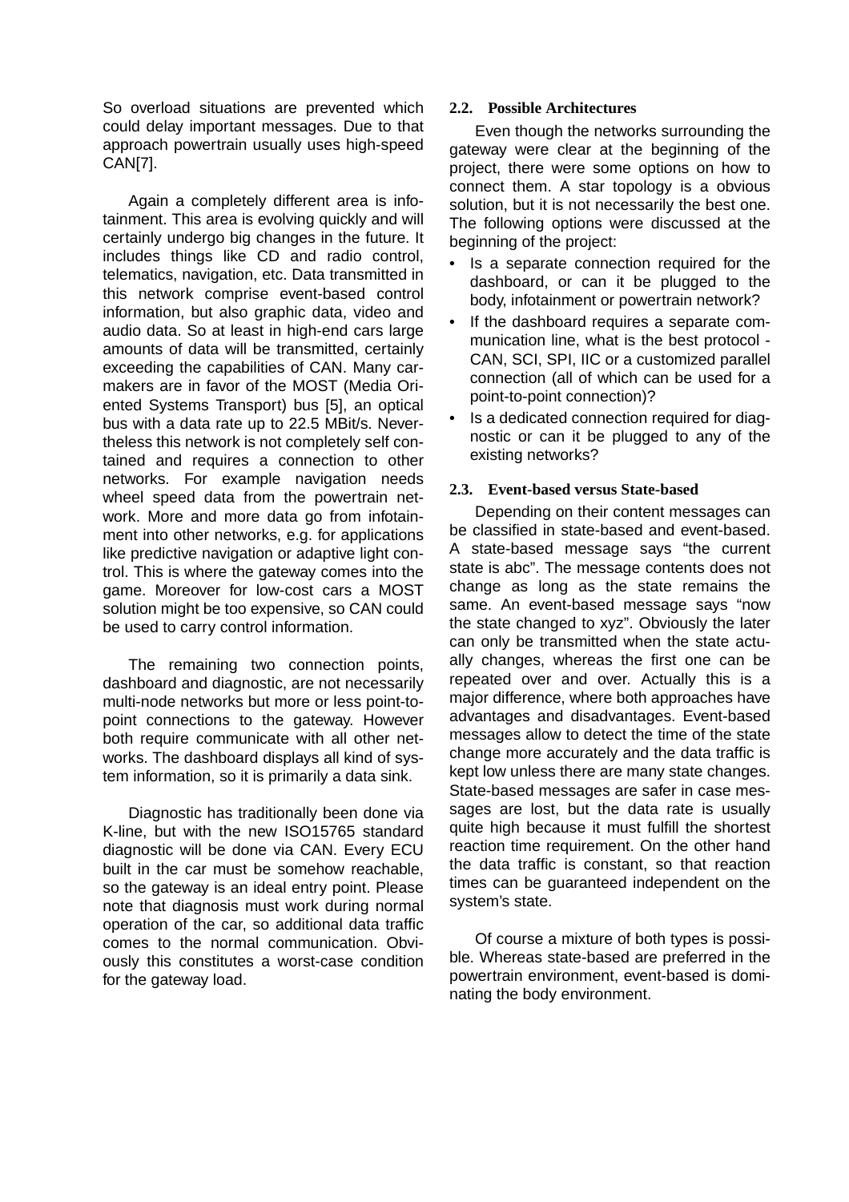So overload situations are prevented which could delay important messages. Due to that approach powertrain usually uses high-speed CAN[7].

Again a completely different area is infotainment. This area is evolving quickly and will certainly undergo big changes in the future. It includes things like CD and radio control, telematics, navigation, etc. Data transmitted in this network comprise event-based control information, but also graphic data, video and audio data. So at least in high-end cars large amounts of data will be transmitted, certainly exceeding the capabilities of CAN. Many carmakers are in favor of the MOST (Media Oriented Systems Transport) bus [5], an optical bus with a data rate up to 22.5 MBit/s. Nevertheless this network is not completely self contained and requires a connection to other networks. For example navigation needs wheel speed data from the powertrain network. More and more data go from infotainment into other networks, e.g. for applications like predictive navigation or adaptive light control. This is where the gateway comes into the game. Moreover for low-cost cars a MOST solution might be too expensive, so CAN could be used to carry control information.

The remaining two connection points, dashboard and diagnostic, are not necessarily multi-node networks but more or less point-to-point connections to the gateway. However both require communicate with all other networks. The dashboard displays all kind of system information, so it is primarily a data sink.

Diagnostic has traditionally been done via K-line, but with the new ISO15765 standard diagnostic will be done via CAN. Every ECU built in the car must be somehow reachable, so the gateway is an ideal entry point. Please note that diagnosis must work during normal operation of the car, so additional data traffic comes to the normal communication. Obviously this constitutes a worst-case condition for the gateway load.

### 2.2. Possible Architectures

Even though the networks surrounding the gateway were clear at the beginning of the project, there were some options on how to connect them. A star topology is a obvious solution, but it is not necessarily the best one. The following options were discussed at the beginning of the project:

- Is a separate connection required for the dashboard, or can it be plugged to the body, infotainment or powertrain network?
- If the dashboard requires a separate communication line, what is the best protocol - CAN, SCI, SPI, IIC or a customized parallel connection (all of which can be used for a point-to-point connection)?
- Is a dedicated connection required for diagnostic or can it be plugged to any of the existing networks?

### 2.3. Event-based versus State-based

Depending on their content messages can be classified in state-based and event-based. A state-based message says “the current state is abc”. The message contents does not change as long as the state remains the same. An event-based message says “now the state changed to xyz”. Obviously the later can only be transmitted when the state actually changes, whereas the first one can be repeated over and over. Actually this is a major difference, where both approaches have advantages and disadvantages. Event-based messages allow to detect the time of the state change more accurately and the data traffic is kept low unless there are many state changes. State-based messages are safer in case messages are lost, but the data rate is usually quite high because it must fulfill the shortest reaction time requirement. On the other hand the data traffic is constant, so that reaction times can be guaranteed independent on the system’s state.

Of course a mixture of both types is possible. Whereas state-based are preferred in the powertrain environment, event-based is dominating the body environment.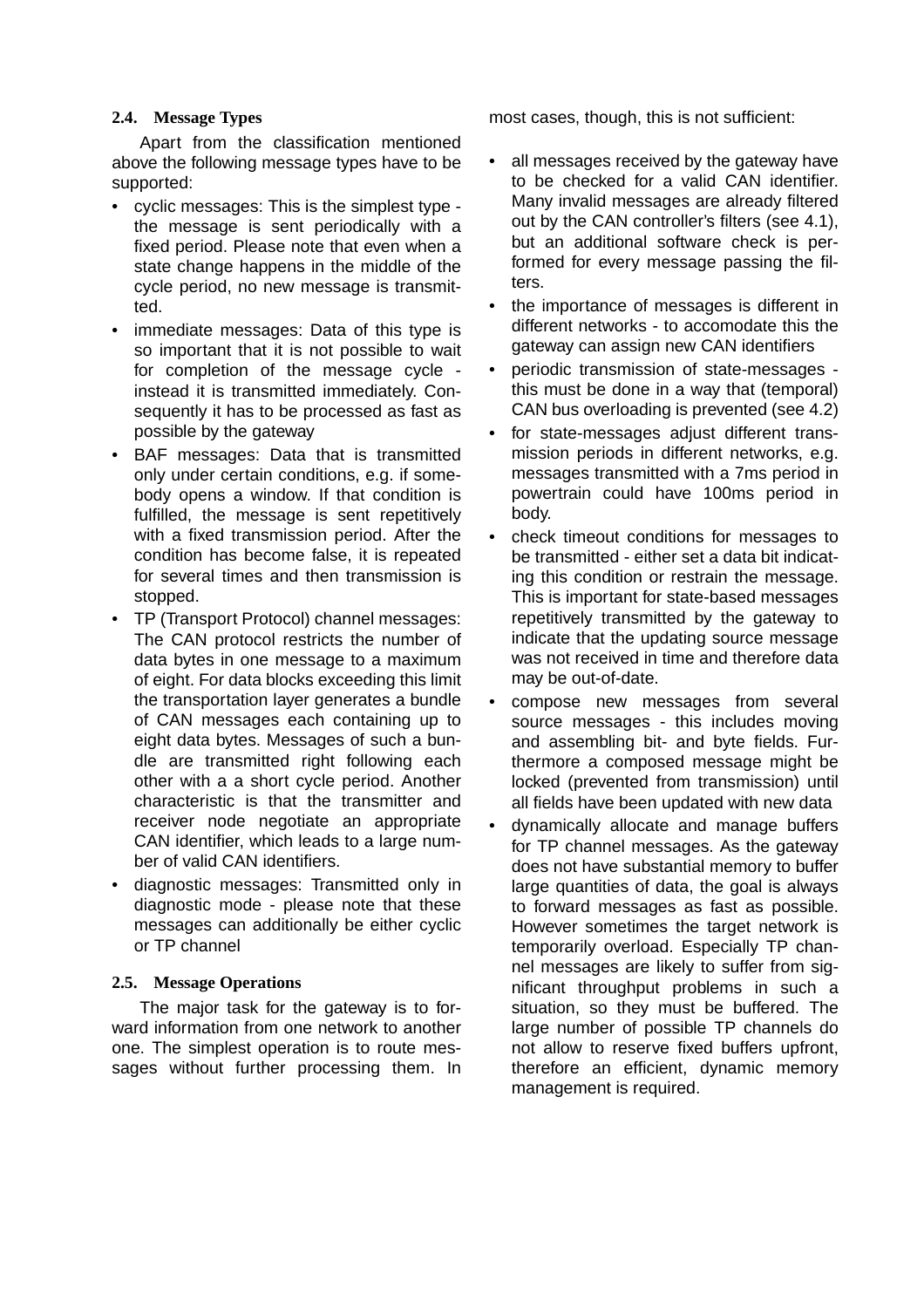### 2.4. Message Types

Apart from the classification mentioned above the following message types have to be supported:

- cyclic messages: This is the simplest type - the message is sent periodically with a fixed period. Please note that even when a state change happens in the middle of the cycle period, no new message is transmitted.
- immediate messages: Data of this type is so important that it is not possible to wait for completion of the message cycle - instead it is transmitted immediately. Consequently it has to be processed as fast as possible by the gateway
- BAF messages: Data that is transmitted only under certain conditions, e.g. if somebody opens a window. If that condition is fulfilled, the message is sent repetitively with a fixed transmission period. After the condition has become false, it is repeated for several times and then transmission is stopped.
- TP (Transport Protocol) channel messages: The CAN protocol restricts the number of data bytes in one message to a maximum of eight. For data blocks exceeding this limit the transportation layer generates a bundle of CAN messages each containing up to eight data bytes. Messages of such a bundle are transmitted right following each other with a a short cycle period. Another characteristic is that the transmitter and receiver node negotiate an appropriate CAN identifier, which leads to a large number of valid CAN identifiers.
- diagnostic messages: Transmitted only in diagnostic mode - please note that these messages can additionally be either cyclic or TP channel

### 2.5. Message Operations

The major task for the gateway is to forward information from one network to another one. The simplest operation is to route messages without further processing them. In most cases, though, this is not sufficient:

- all messages received by the gateway have to be checked for a valid CAN identifier. Many invalid messages are already filtered out by the CAN controller's filters (see 4.1), but an additional software check is performed for every message passing the filters.
- the importance of messages is different in different networks - to accomodate this the gateway can assign new CAN identifiers
- periodic transmission of state-messages - this must be done in a way that (temporal) CAN bus overloading is prevented (see 4.2)
- for state-messages adjust different transmission periods in different networks, e.g. messages transmitted with a 7ms period in powertrain could have 100ms period in body.
- check timeout conditions for messages to be transmitted - either set a data bit indicating this condition or restrain the message. This is important for state-based messages repetitively transmitted by the gateway to indicate that the updating source message was not received in time and therefore data may be out-of-date.
- compose new messages from several source messages - this includes moving and assembling bit- and byte fields. Furthermore a composed message might be locked (prevented from transmission) until all fields have been updated with new data
- dynamically allocate and manage buffers for TP channel messages. As the gateway does not have substantial memory to buffer large quantities of data, the goal is always to forward messages as fast as possible. However sometimes the target network is temporarily overload. Especially TP channel messages are likely to suffer from significant throughput problems in such a situation, so they must be buffered. The large number of possible TP channels do not allow to reserve fixed buffers upfront, therefore an efficient, dynamic memory management is required.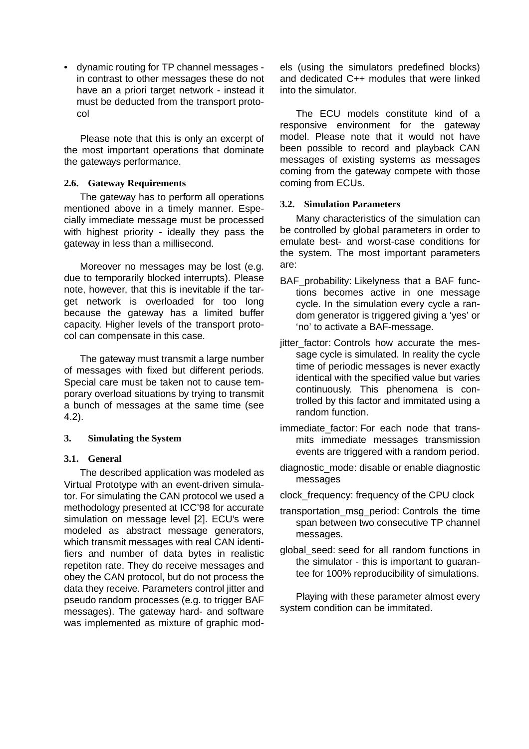- dynamic routing for TP channel messages - in contrast to other messages these do not have an a priori target network - instead it must be deducted from the transport protocol

Please note that this is only an excerpt of the most important operations that dominate the gateways performance.

### 2.6. Gateway Requirements

The gateway has to perform all operations mentioned above in a timely manner. Especially immediate message must be processed with highest priority - ideally they pass the gateway in less than a millisecond.

Moreover no messages may be lost (e.g. due to temporarily blocked interrupts). Please note, however, that this is inevitable if the target network is overloaded for too long because the gateway has a limited buffer capacity. Higher levels of the transport protocol can compensate in this case.

The gateway must transmit a large number of messages with fixed but different periods. Special care must be taken not to cause temporary overload situations by trying to transmit a bunch of messages at the same time (see 4.2).

## 3. Simulating the System

### 3.1. General

The described application was modeled as Virtual Prototype with an event-driven simulator. For simulating the CAN protocol we used a methodology presented at ICC'98 for accurate simulation on message level [2]. ECU's were modeled as abstract message generators, which transmit messages with real CAN identifiers and number of data bytes in realistic repetiton rate. They do receive messages and obey the CAN protocol, but do not process the data they receive. Parameters control jitter and pseudo random processes (e.g. to trigger BAF messages). The gateway hard- and software was implemented as mixture of graphic models (using the simulators predefined blocks) and dedicated C++ modules that were linked into the simulator.

The ECU models constitute kind of a responsive environment for the gateway model. Please note that it would not have been possible to record and playback CAN messages of existing systems as messages coming from the gateway compete with those coming from ECUs.

### 3.2. Simulation Parameters

Many characteristics of the simulation can be controlled by global parameters in order to emulate best- and worst-case conditions for the system. The most important parameters are:

BAF_probability: Likelyness that a BAF functions becomes active in one message cycle. In the simulation every cycle a random generator is triggered giving a 'yes' or 'no' to activate a BAF-message.

jitter_factor: Controls how accurate the message cycle is simulated. In reality the cycle time of periodic messages is never exactly identical with the specified value but varies continuously. This phenomena is controlled by this factor and immitated using a random function.

immediate_factor: For each node that transmits immediate messages transmission events are triggered with a random period.

diagnostic_mode: disable or enable diagnostic messages

clock_frequency: frequency of the CPU clock

transportation_msg_period: Controls the time span between two consecutive TP channel messages.

global_seed: seed for all random functions in the simulator - this is important to guarantee for 100% reproducibility of simulations.

Playing with these parameter almost every system condition can be immitated.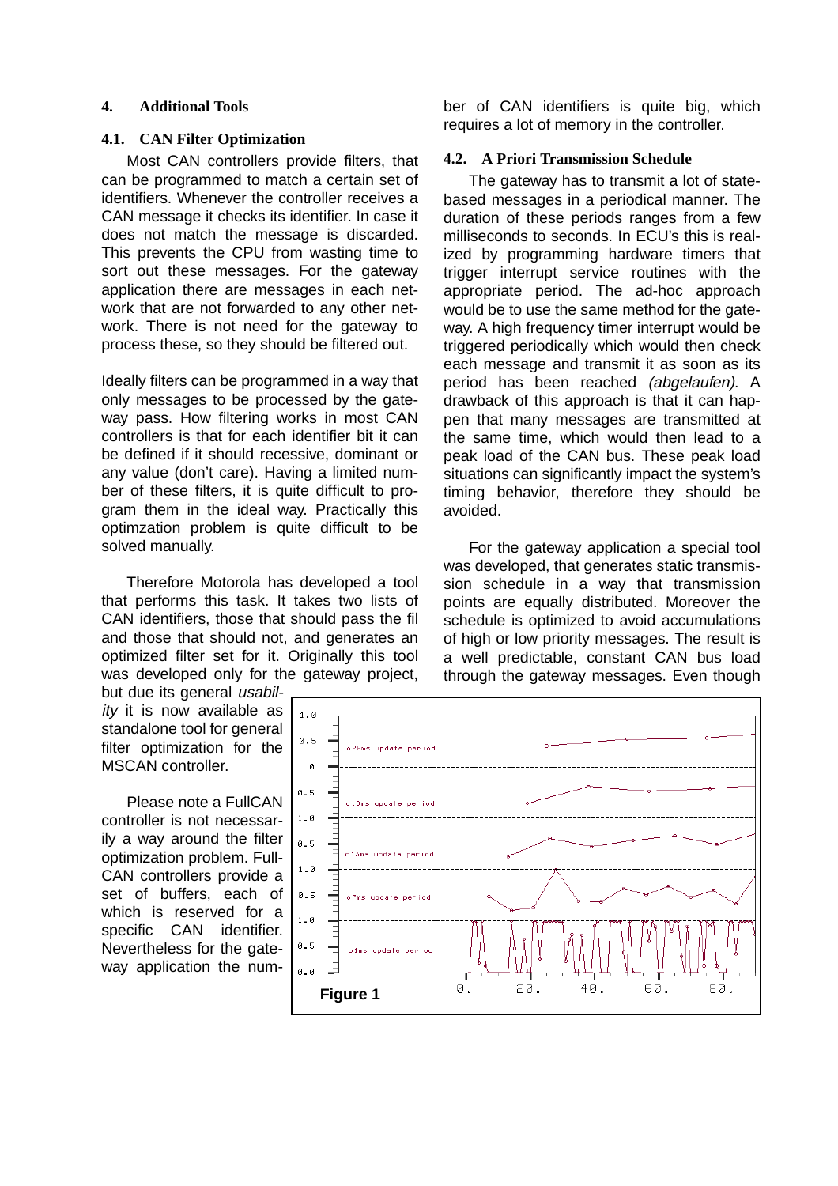## 4. Additional Tools

### 4.1. CAN Filter Optimization

Most CAN controllers provide filters, that can be programmed to match a certain set of identifiers. Whenever the controller receives a CAN message it checks its identifier. In case it does not match the message is discarded. This prevents the CPU from wasting time to sort out these messages. For the gateway application there are messages in each network that are not forwarded to any other network. There is not need for the gateway to process these, so they should be filtered out.

Ideally filters can be programmed in a way that only messages to be processed by the gateway pass. How filtering works in most CAN controllers is that for each identifier bit it can be defined if it should recessive, dominant or any value (don't care). Having a limited number of these filters, it is quite difficult to program them in the ideal way. Practically this optimzation problem is quite difficult to be solved manually.

Therefore Motorola has developed a tool that performs this task. It takes two lists of CAN identifiers, those that should pass the fil and those that should not, and generates an optimized filter set for it. Originally this tool was developed only for the gateway project, but due its general *usability* it is now available as standalone tool for general filter optimization for the MSCAN controller.

Please note a FullCAN controller is not necessarily a way around the filter optimization problem. FullCAN controllers provide a set of buffers, each of which is reserved for a specific CAN identifier. Nevertheless for the gateway application the number of CAN identifiers is quite big, which requires a lot of memory in the controller.

### 4.2. A Priori Transmission Schedule

The gateway has to transmit a lot of state-based messages in a periodical manner. The duration of these periods ranges from a few milliseconds to seconds. In ECU's this is realized by programming hardware timers that trigger interrupt service routines with the appropriate period. The ad-hoc approach would be to use the same method for the gateway. A high frequency timer interrupt would be triggered periodically which would then check each message and transmit it as soon as its period has been reached *(abgelaufen)*. A drawback of this approach is that it can happen that many messages are transmitted at the same time, which would then lead to a peak load of the CAN bus. These peak load situations can significantly impact the system's timing behavior, therefore they should be avoided.

For the gateway application a special tool was developed, that generates static transmission schedule in a way that transmission points are equally distributed. Moreover the schedule is optimized to avoid accumulations of high or low priority messages. The result is a well predictable, constant CAN bus load through the gateway messages. Even though

**Figure 1**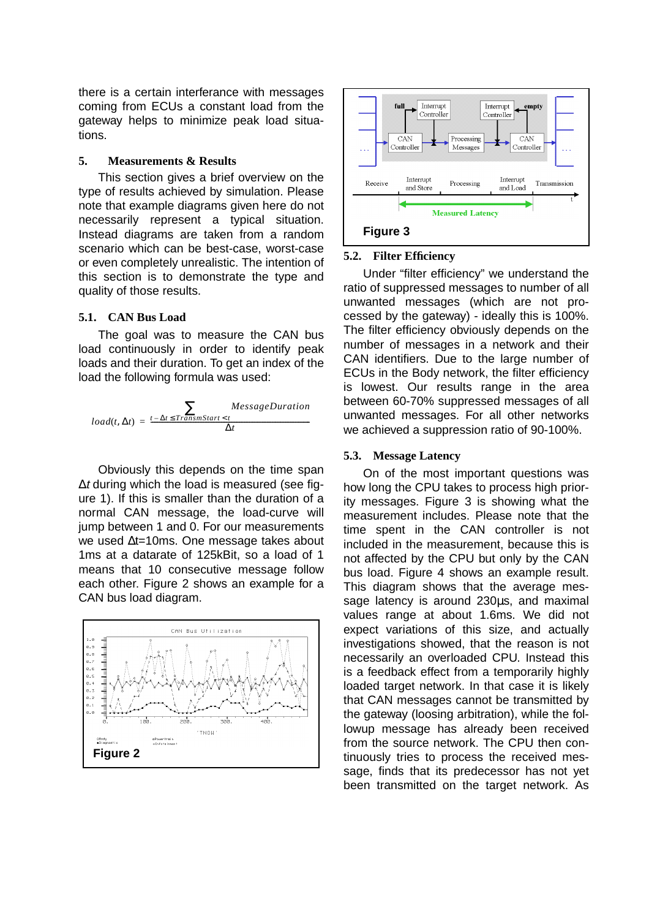there is a certain interference with messages coming from ECUs a constant load from the gateway helps to minimize peak load situations.

## 5. Measurements & Results

This section gives a brief overview on the type of results achieved by simulation. Please note that example diagrams given here do not necessarily represent a typical situation. Instead diagrams are taken from a random scenario which can be best-case, worst-case or even completely unrealistic. The intention of this section is to demonstrate the type and quality of those results.

### 5.1. CAN Bus Load

The goal was to measure the CAN bus load continuously in order to identify peak loads and their duration. To get an index of the load the following formula was used:

$$load(t, \Delta t) = \frac{\sum_{t-\Delta t \leq TransmStart < t} MessageDuration}{\Delta t}$$

Obviously this depends on the time span $\Delta t$ during which the load is measured (see figure 1). If this is smaller than the duration of a normal CAN message, the load-curve will jump between 1 and 0. For our measurements we used $\Delta t$=10ms. One message takes about 1ms at a datarate of 125kBit, so a load of 1 means that 10 consecutive message follow each other. Figure 2 shows an example for a CAN bus load diagram.

Figure 2

Figure 3

### 5.2. Filter Efficiency

Under "filter efficiency" we understand the ratio of suppressed messages to number of all unwanted messages (which are not processed by the gateway) - ideally this is 100%. The filter efficiency obviously depends on the number of messages in a network and their CAN identifiers. Due to the large number of ECUs in the Body network, the filter efficiency is lowest. Our results range in the area between 60-70% suppressed messages of all unwanted messages. For all other networks we achieved a suppression ratio of 90-100%.

### 5.3. Message Latency

On of the most important questions was how long the CPU takes to process high priority messages. Figure 3 is showing what the measurement includes. Please note that the time spent in the CAN controller is not included in the measurement, because this is not affected by the CPU but only by the CAN bus load. Figure 4 shows an example result. This diagram shows that the average message latency is around 230µs, and maximal values range at about 1.6ms. We did not expect variations of this size, and actually investigations showed, that the reason is not necessarily an overloaded CPU. Instead this is a feedback effect from a temporarily highly loaded target network. In that case it is likely that CAN messages cannot be transmitted by the gateway (loosing arbitration), while the followup message has already been received from the source network. The CPU then continuously tries to process the received message, finds that its predecessor has not yet been transmitted on the target network. As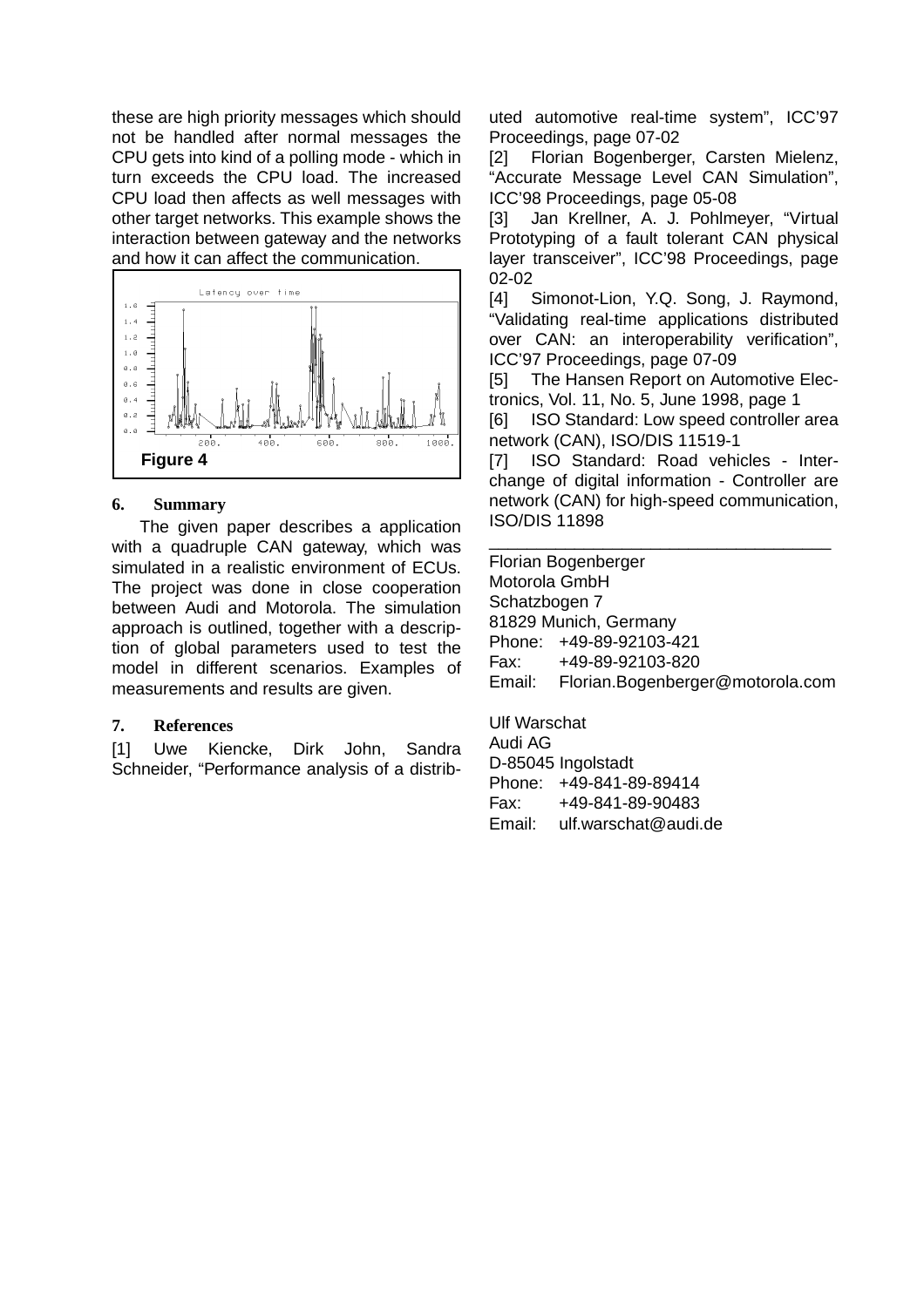these are high priority messages which should not be handled after normal messages the CPU gets into kind of a polling mode - which in turn exceeds the CPU load. The increased CPU load then affects as well messages with other target networks. This example shows the interaction between gateway and the networks and how it can affect the communication.

Latency over time

1.6
1.4
1.2
1.0
0.8
0.6
0.4
0.2
0.0

200. 400. 600. 800. 1000.

**Figure 4**

## 6. Summary

The given paper describes a application with a quadruple CAN gateway, which was simulated in a realistic environment of ECUs. The project was done in close cooperation between Audi and Motorola. The simulation approach is outlined, together with a description of global parameters used to test the model in different scenarios. Examples of measurements and results are given.

## 7. References

[1] Uwe Kiencke, Dirk John, Sandra Schneider, "Performance analysis of a distributed automotive real-time system", ICC'97 Proceedings, page 07-02

[2] Florian Bogenberger, Carsten Mielenz, "Accurate Message Level CAN Simulation", ICC'98 Proceedings, page 05-08

[3] Jan Krellner, A. J. Pohlmeyer, "Virtual Prototyping of a fault tolerant CAN physical layer transceiver", ICC'98 Proceedings, page 02-02

[4] Simonot-Lion, Y.Q. Song, J. Raymond, "Validating real-time applications distributed over CAN: an interoperability verification", ICC'97 Proceedings, page 07-09

[5] The Hansen Report on Automotive Electronics, Vol. 11, No. 5, June 1998, page 1

[6] ISO Standard: Low speed controller area network (CAN), ISO/DIS 11519-1

[7] ISO Standard: Road vehicles - Interchange of digital information - Controller are network (CAN) for high-speed communication, ISO/DIS 11898

---

Florian Bogenberger
Motorola GmbH
Schatzbogen 7
81829 Munich, Germany
Phone: +49-89-92103-421
Fax: +49-89-92103-820
Email: Florian.Bogenberger@motorola.com

Ulf Warschat
Audi AG
D-85045 Ingolstadt
Phone: +49-841-89-89414
Fax: +49-841-89-90483
Email: ulf.warschat@audi.de